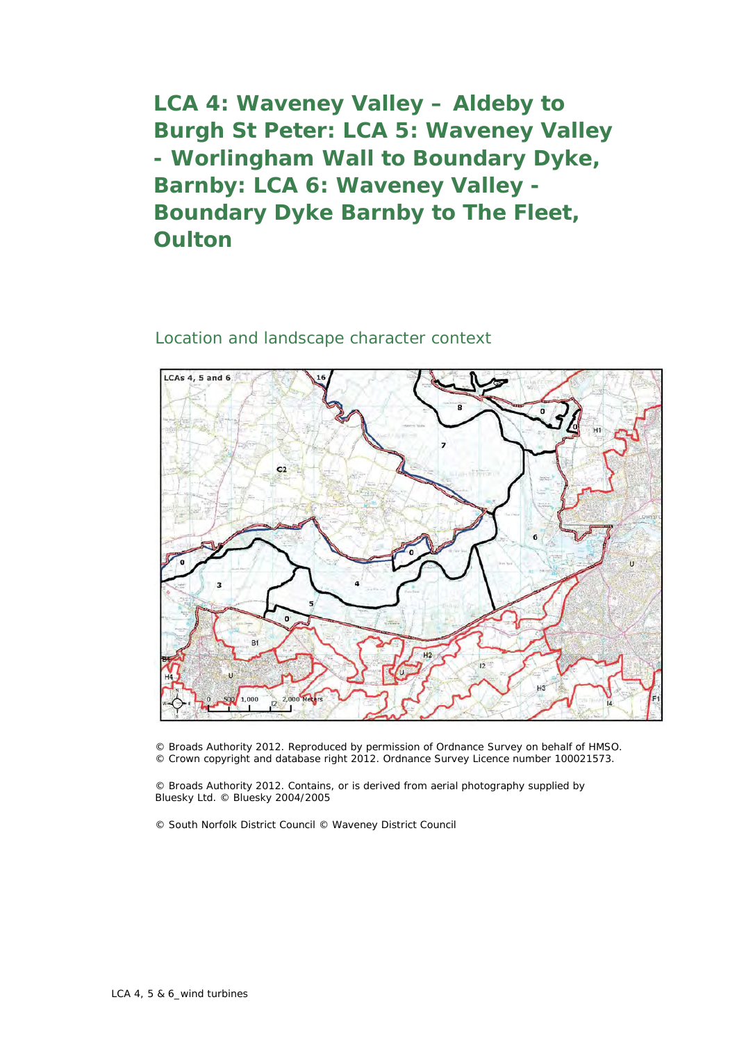# LCA 4: Waveney Valley – Aldeby to Burgh St Peter: LCA 5: Waveney Valley - Worlingham Wall to Boundary Dyke, Barnby: LCA 6: Waveney Valley - Boundary Dyke Barnby to The Fleet, Oulton

## Location and landscape character context

© Broads Authority 2012. Reproduced by permission of Ordnance Survey on behalf of HMSO.
© Crown copyright and database right 2012. Ordnance Survey Licence number 100021573.

© Broads Authority 2012. Contains, or is derived from aerial photography supplied by Bluesky Ltd. © Bluesky 2004/2005

© South Norfolk District Council © Waveney District Council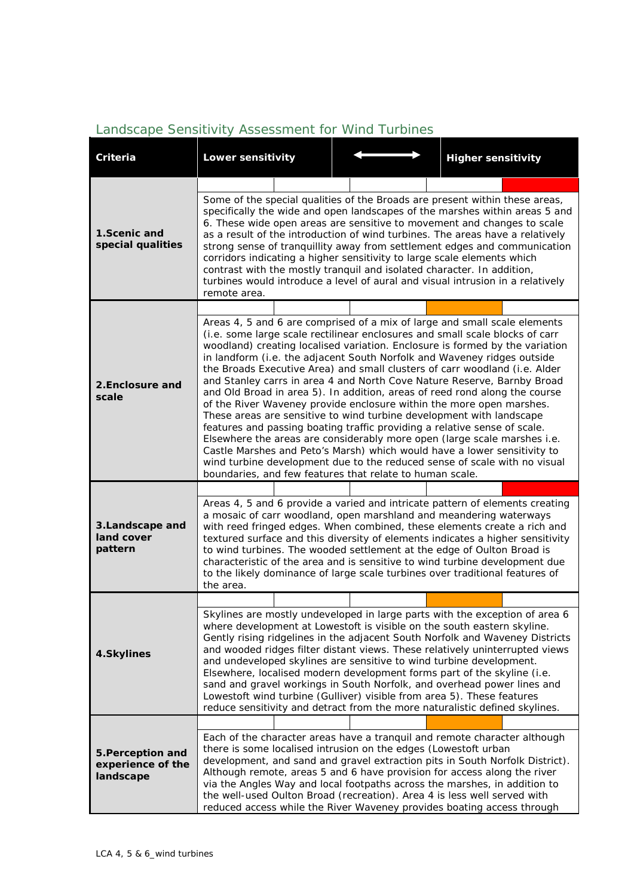## Landscape Sensitivity Assessment for Wind Turbines

| Criteria | Lower sensitivity | | ⟷ | | Higher sensitivity | |
|---|---|---|---|---|---|---|
| **1.Scenic and special qualities** | | | | | ■ | Some of the special qualities of the Broads are present within these areas, specifically the wide and open landscapes of the marshes within areas 5 and 6. These wide open areas are sensitive to movement and changes to scale as a result of the introduction of wind turbines. The areas have a relatively strong sense of tranquillity away from settlement edges and communication corridors indicating a higher sensitivity to large scale elements which contrast with the mostly tranquil and isolated character. In addition, turbines would introduce a level of aural and visual intrusion in a relatively remote area. |
| **2.Enclosure and scale** | | | | ■ | | Areas 4, 5 and 6 are comprised of a mix of large and small scale elements (i.e. some large scale rectilinear enclosures and small scale blocks of carr woodland) creating localised variation. Enclosure is formed by the variation in landform (i.e. the adjacent South Norfolk and Waveney ridges outside the Broads Executive Area) and small clusters of carr woodland (i.e. Alder and Stanley carrs in area 4 and North Cove Nature Reserve, Barnby Broad and Old Broad in area 5). In addition, areas of reed rond along the course of the River Waveney provide enclosure within the more open marshes. These areas are sensitive to wind turbine development with landscape features and passing boating traffic providing a relative sense of scale. Elsewhere the areas are considerably more open (large scale marshes i.e. Castle Marshes and Peto's Marsh) which would have a lower sensitivity to wind turbine development due to the reduced sense of scale with no visual boundaries, and few features that relate to human scale. |
| **3.Landscape and land cover pattern** | | | | | ■ | Areas 4, 5 and 6 provide a varied and intricate pattern of elements creating a mosaic of carr woodland, open marshland and meandering waterways with reed fringed edges. When combined, these elements create a rich and textured surface and this diversity of elements indicates a higher sensitivity to wind turbines. The wooded settlement at the edge of Oulton Broad is characteristic of the area and is sensitive to wind turbine development due to the likely dominance of large scale turbines over traditional features of the area. |
| **4.Skylines** | | | | ■ | | Skylines are mostly undeveloped in large parts with the exception of area 6 where development at Lowestoft is visible on the south eastern skyline. Gently rising ridgelines in the adjacent South Norfolk and Waveney Districts and wooded ridges filter distant views. These relatively uninterrupted views and undeveloped skylines are sensitive to wind turbine development. Elsewhere, localised modern development forms part of the skyline (i.e. sand and gravel workings in South Norfolk, and overhead power lines and Lowestoft wind turbine (Gulliver) visible from area 5). These features reduce sensitivity and detract from the more naturalistic defined skylines. |
| **5.Perception and experience of the landscape** | | | | ■ | | Each of the character areas have a tranquil and remote character although there is some localised intrusion on the edges (Lowestoft urban development, and sand and gravel extraction pits in South Norfolk District). Although remote, areas 5 and 6 have provision for access along the river via the Angles Way and local footpaths across the marshes, in addition to the well-used Oulton Broad (recreation). Area 4 is less well served with reduced access while the River Waveney provides boating access through |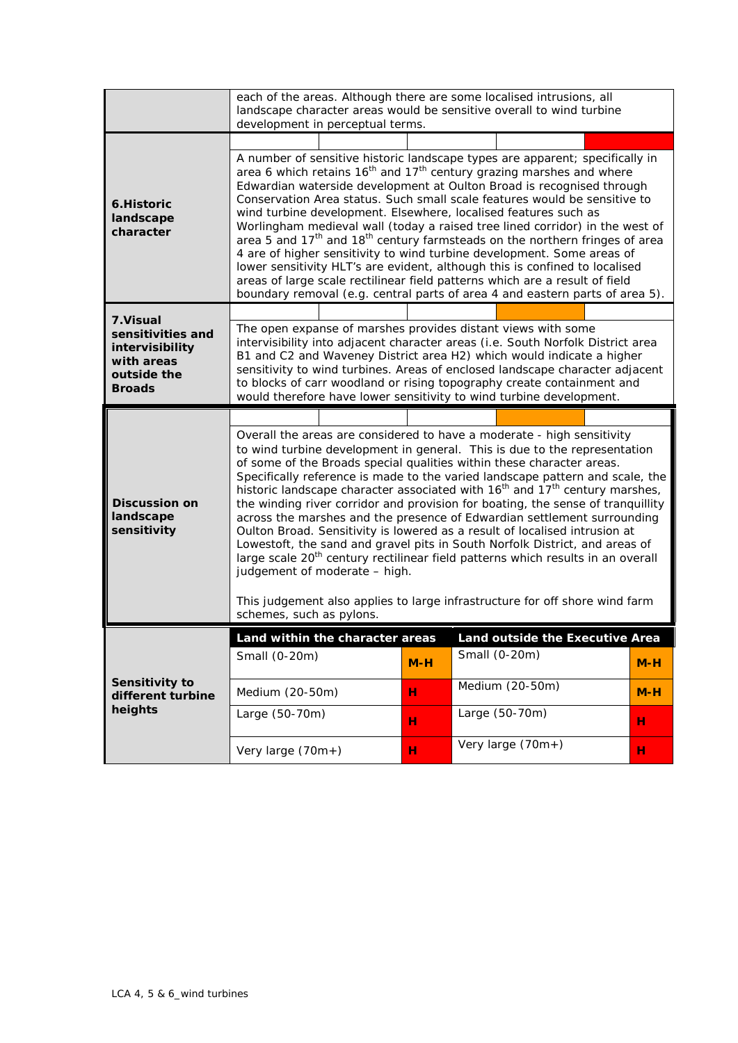| | |
|---|---|
| | each of the areas. Although there are some localised intrusions, all landscape character areas would be sensitive overall to wind turbine development in perceptual terms. |
| **6.Historic landscape character** | A number of sensitive historic landscape types are apparent; specifically in area 6 which retains 16th and 17th century grazing marshes and where Edwardian waterside development at Oulton Broad is recognised through Conservation Area status. Such small scale features would be sensitive to wind turbine development. Elsewhere, localised features such as Worlingham medieval wall (today a raised tree lined corridor) in the west of area 5 and 17th and 18th century farmsteads on the northern fringes of area 4 are of higher sensitivity to wind turbine development. Some areas of lower sensitivity HLT's are evident, although this is confined to localised areas of large scale rectilinear field patterns which are a result of field boundary removal (e.g. central parts of area 4 and eastern parts of area 5). |
| **7.Visual sensitivities and intervisibility with areas outside the Broads** | The open expanse of marshes provides distant views with some intervisibility into adjacent character areas (i.e. South Norfolk District area B1 and C2 and Waveney District area H2) which would indicate a higher sensitivity to wind turbines. Areas of enclosed landscape character adjacent to blocks of carr woodland or rising topography create containment and would therefore have lower sensitivity to wind turbine development. |
| **Discussion on landscape sensitivity** | Overall the areas are considered to have a moderate - high sensitivity to wind turbine development in general. This is due to the representation of some of the Broads special qualities within these character areas. Specifically reference is made to the varied landscape pattern and scale, the historic landscape character associated with 16th and 17th century marshes, the winding river corridor and provision for boating, the sense of tranquillity across the marshes and the presence of Edwardian settlement surrounding Oulton Broad. Sensitivity is lowered as a result of localised intrusion at Lowestoft, the sand and gravel pits in South Norfolk District, and areas of large scale 20th century rectilinear field patterns which results in an overall judgement of moderate – high.<br><br>This judgement also applies to large infrastructure for off shore wind farm schemes, such as pylons. |

| Sensitivity to different turbine heights | Land within the character areas | | Land outside the Executive Area | |
|---|---|---|---|---|
| | Small (0-20m) | **M-H** | Small (0-20m) | **M-H** |
| | Medium (20-50m) | **H** | Medium (20-50m) | **M-H** |
| | Large (50-70m) | **H** | Large (50-70m) | **H** |
| | Very large (70m+) | **H** | Very large (70m+) | **H** |

LCA 4, 5 & 6_wind turbines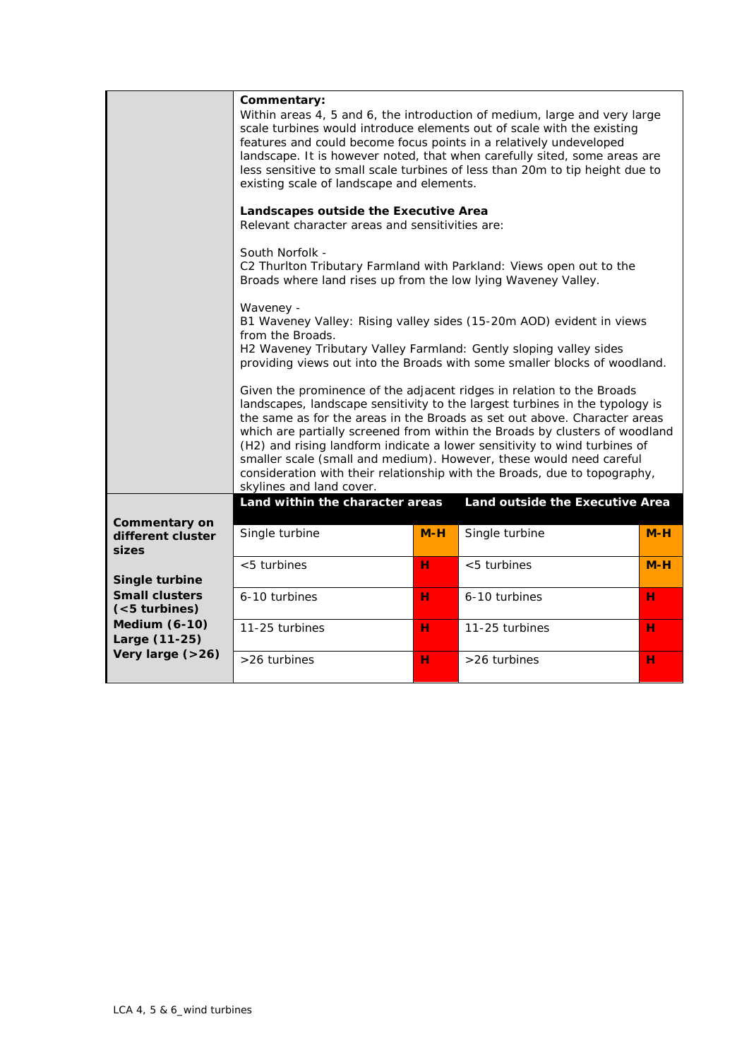**Commentary:**

Within areas 4, 5 and 6, the introduction of medium, large and very large scale turbines would introduce elements out of scale with the existing features and could become focus points in a relatively undeveloped landscape. It is however noted, that when carefully sited, some areas are less sensitive to small scale turbines of less than 20m to tip height due to existing scale of landscape and elements.

**Landscapes outside the Executive Area**

Relevant character areas and sensitivities are:

South Norfolk -
C2 Thurlton Tributary Farmland with Parkland: Views open out to the Broads where land rises up from the low lying Waveney Valley.

Waveney -
B1 Waveney Valley: Rising valley sides (15-20m AOD) evident in views from the Broads.
H2 Waveney Tributary Valley Farmland: Gently sloping valley sides providing views out into the Broads with some smaller blocks of woodland.

Given the prominence of the adjacent ridges in relation to the Broads landscapes, landscape sensitivity to the largest turbines in the typology is the same as for the areas in the Broads as set out above. Character areas which are partially screened from within the Broads by clusters of woodland (H2) and rising landform indicate a lower sensitivity to wind turbines of smaller scale (small and medium). However, these would need careful consideration with their relationship with the Broads, due to topography, skylines and land cover.

| Commentary on different cluster sizes | Land within the character areas | | Land outside the Executive Area | |
|---|---|---|---|---|
| **Single turbine** | Single turbine | M-H | Single turbine | M-H |
| **Small clusters (<5 turbines)** | <5 turbines | H | <5 turbines | M-H |
| **Medium (6-10)** | 6-10 turbines | H | 6-10 turbines | H |
| **Large (11-25)** | 11-25 turbines | H | 11-25 turbines | H |
| **Very large (>26)** | >26 turbines | H | >26 turbines | H |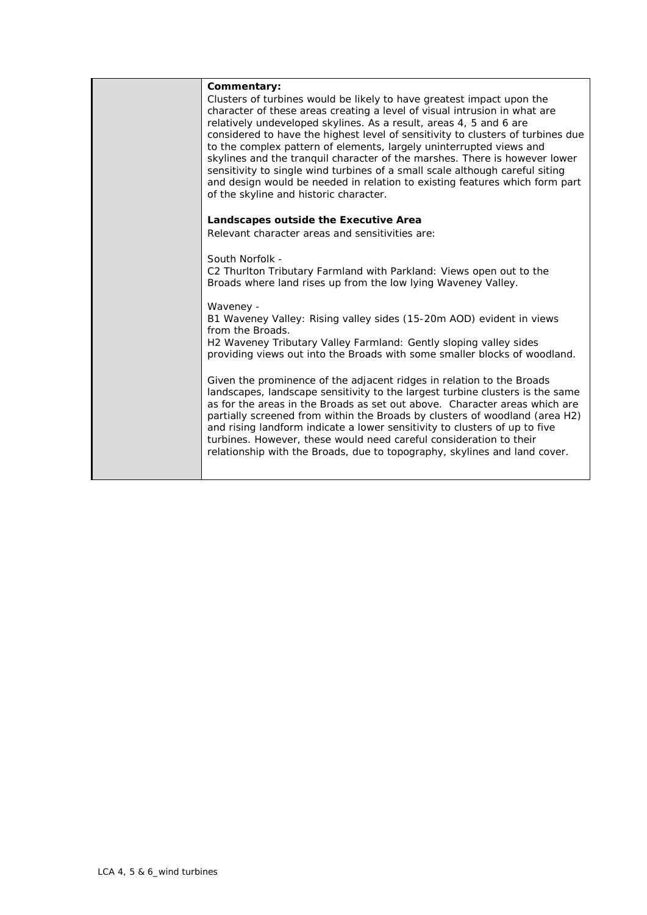**Commentary:**

Clusters of turbines would be likely to have greatest impact upon the character of these areas creating a level of visual intrusion in what are relatively undeveloped skylines. As a result, areas 4, 5 and 6 are considered to have the highest level of sensitivity to clusters of turbines due to the complex pattern of elements, largely uninterrupted views and skylines and the tranquil character of the marshes. There is however lower sensitivity to single wind turbines of a small scale although careful siting and design would be needed in relation to existing features which form part of the skyline and historic character.

**Landscapes outside the Executive Area**

Relevant character areas and sensitivities are:

South Norfolk -

C2 Thurlton Tributary Farmland with Parkland: Views open out to the Broads where land rises up from the low lying Waveney Valley.

Waveney -

B1 Waveney Valley: Rising valley sides (15-20m AOD) evident in views from the Broads.

H2 Waveney Tributary Valley Farmland: Gently sloping valley sides providing views out into the Broads with some smaller blocks of woodland.

Given the prominence of the adjacent ridges in relation to the Broads landscapes, landscape sensitivity to the largest turbine clusters is the same as for the areas in the Broads as set out above. Character areas which are partially screened from within the Broads by clusters of woodland (area H2) and rising landform indicate a lower sensitivity to clusters of up to five turbines. However, these would need careful consideration to their relationship with the Broads, due to topography, skylines and land cover.